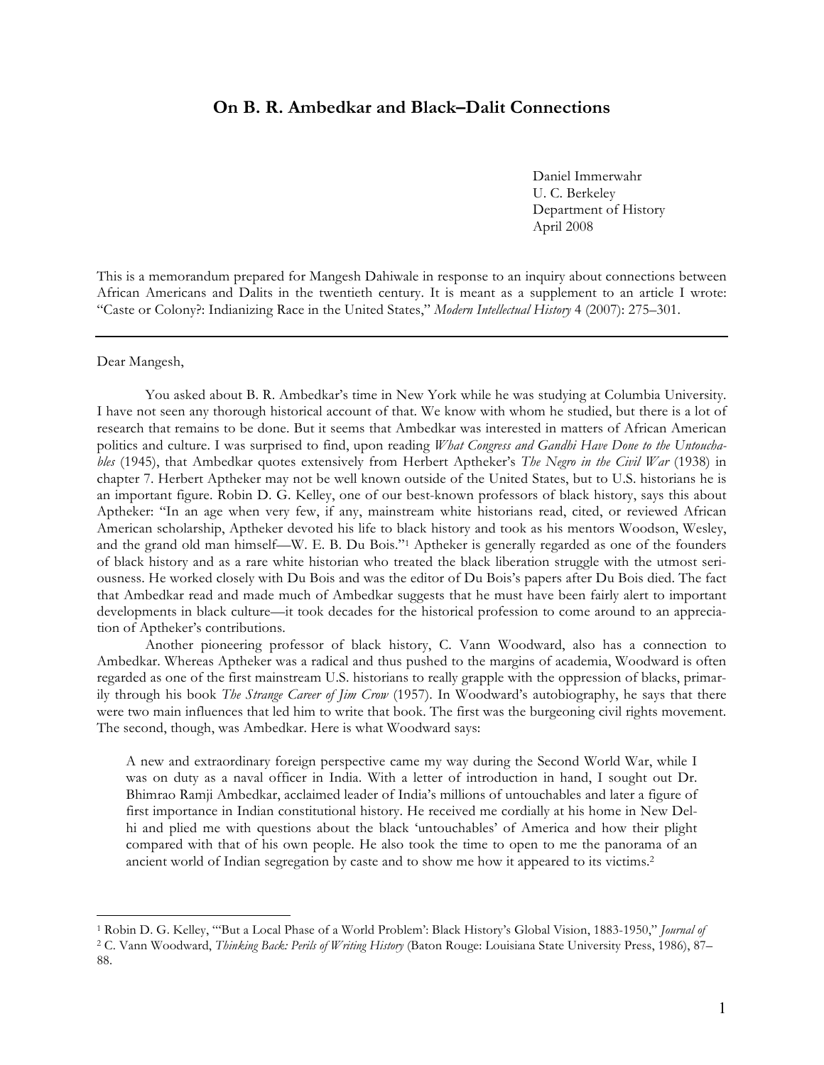# On B. R. Ambedkar and Black–Dalit Connections

Daniel Immerwahr
U. C. Berkeley
Department of History
April 2008

This is a memorandum prepared for Mangesh Dahiwale in response to an inquiry about connections between African Americans and Dalits in the twentieth century. It is meant as a supplement to an article I wrote: "Caste or Colony?: Indianizing Race in the United States," *Modern Intellectual History* 4 (2007): 275–301.

---

Dear Mangesh,

You asked about B. R. Ambedkar's time in New York while he was studying at Columbia University. I have not seen any thorough historical account of that. We know with whom he studied, but there is a lot of research that remains to be done. But it seems that Ambedkar was interested in matters of African American politics and culture. I was surprised to find, upon reading *What Congress and Gandhi Have Done to the Untouchables* (1945), that Ambedkar quotes extensively from Herbert Aptheker's *The Negro in the Civil War* (1938) in chapter 7. Herbert Aptheker may not be well known outside of the United States, but to U.S. historians he is an important figure. Robin D. G. Kelley, one of our best-known professors of black history, says this about Aptheker: "In an age when very few, if any, mainstream white historians read, cited, or reviewed African American scholarship, Aptheker devoted his life to black history and took as his mentors Woodson, Wesley, and the grand old man himself—W. E. B. Du Bois."[1] Aptheker is generally regarded as one of the founders of black history and as a rare white historian who treated the black liberation struggle with the utmost seriousness. He worked closely with Du Bois and was the editor of Du Bois's papers after Du Bois died. The fact that Ambedkar read and made much of Ambedkar suggests that he must have been fairly alert to important developments in black culture—it took decades for the historical profession to come around to an appreciation of Aptheker's contributions.

Another pioneering professor of black history, C. Vann Woodward, also has a connection to Ambedkar. Whereas Aptheker was a radical and thus pushed to the margins of academia, Woodward is often regarded as one of the first mainstream U.S. historians to really grapple with the oppression of blacks, primarily through his book *The Strange Career of Jim Crow* (1957). In Woodward's autobiography, he says that there were two main influences that led him to write that book. The first was the burgeoning civil rights movement. The second, though, was Ambedkar. Here is what Woodward says:

> A new and extraordinary foreign perspective came my way during the Second World War, while I was on duty as a naval officer in India. With a letter of introduction in hand, I sought out Dr. Bhimrao Ramji Ambedkar, acclaimed leader of India's millions of untouchables and later a figure of first importance in Indian constitutional history. He received me cordially at his home in New Delhi and plied me with questions about the black 'untouchables' of America and how their plight compared with that of his own people. He also took the time to open to me the panorama of an ancient world of Indian segregation by caste and to show me how it appeared to its victims.[2]

---

[1] Robin D. G. Kelley, "'But a Local Phase of a World Problem': Black History's Global Vision, 1883-1950," *Journal of*

[2] C. Vann Woodward, *Thinking Back: Perils of Writing History* (Baton Rouge: Louisiana State University Press, 1986), 87–88.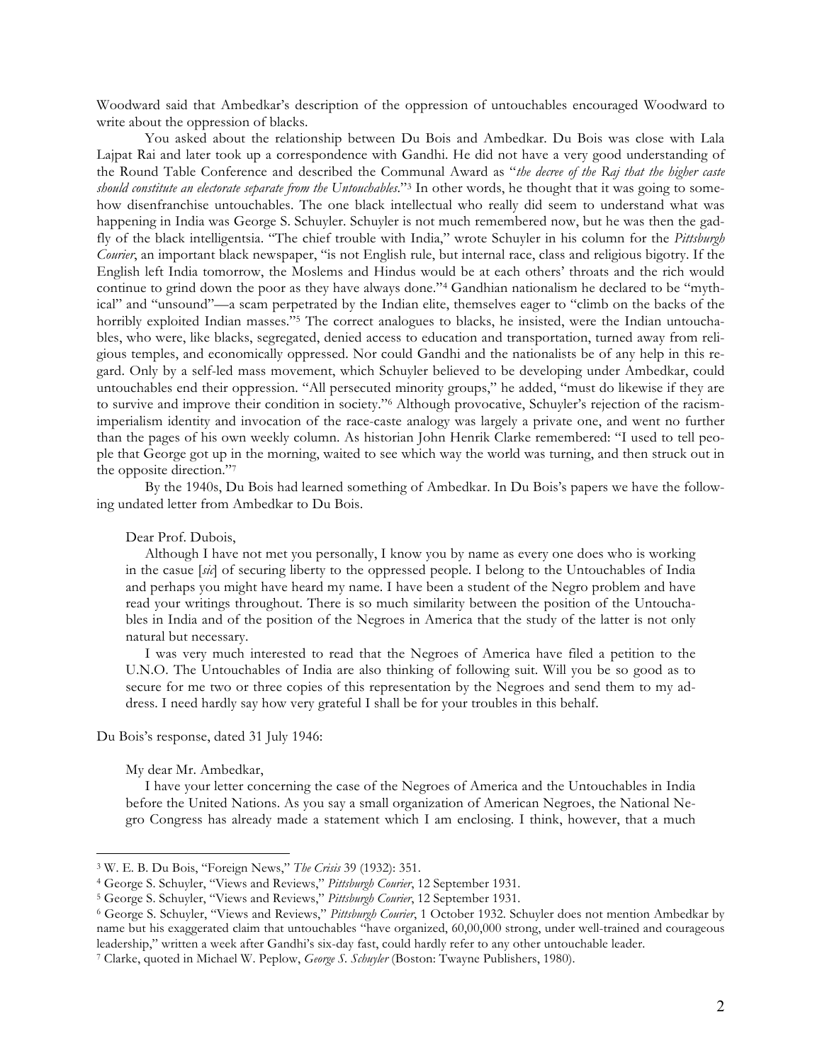Woodward said that Ambedkar's description of the oppression of untouchables encouraged Woodward to write about the oppression of blacks.

You asked about the relationship between Du Bois and Ambedkar. Du Bois was close with Lala Lajpat Rai and later took up a correspondence with Gandhi. He did not have a very good understanding of the Round Table Conference and described the Communal Award as "*the decree of the Raj that the higher caste should constitute an electorate separate from the Untouchables*."[3] In other words, he thought that it was going to somehow disenfranchise untouchables. The one black intellectual who really did seem to understand what was happening in India was George S. Schuyler. Schuyler is not much remembered now, but he was then the gadfly of the black intelligentsia. "The chief trouble with India," wrote Schuyler in his column for the *Pittsburgh Courier*, an important black newspaper, "is not English rule, but internal race, class and religious bigotry. If the English left India tomorrow, the Moslems and Hindus would be at each others' throats and the rich would continue to grind down the poor as they have always done."[4] Gandhian nationalism he declared to be "mythical" and "unsound"—a scam perpetrated by the Indian elite, themselves eager to "climb on the backs of the horribly exploited Indian masses."[5] The correct analogues to blacks, he insisted, were the Indian untouchables, who were, like blacks, segregated, denied access to education and transportation, turned away from religious temples, and economically oppressed. Nor could Gandhi and the nationalists be of any help in this regard. Only by a self-led mass movement, which Schuyler believed to be developing under Ambedkar, could untouchables end their oppression. "All persecuted minority groups," he added, "must do likewise if they are to survive and improve their condition in society."[6] Although provocative, Schuyler's rejection of the racism-imperialism identity and invocation of the race-caste analogy was largely a private one, and went no further than the pages of his own weekly column. As historian John Henrik Clarke remembered: "I used to tell people that George got up in the morning, waited to see which way the world was turning, and then struck out in the opposite direction."[7]

By the 1940s, Du Bois had learned something of Ambedkar. In Du Bois's papers we have the following undated letter from Ambedkar to Du Bois.

> Dear Prof. Dubois,
>
> Although I have not met you personally, I know you by name as every one does who is working in the casue [*sic*] of securing liberty to the oppressed people. I belong to the Untouchables of India and perhaps you might have heard my name. I have been a student of the Negro problem and have read your writings throughout. There is so much similarity between the position of the Untouchables in India and of the position of the Negroes in America that the study of the latter is not only natural but necessary.
>
> I was very much interested to read that the Negroes of America have filed a petition to the U.N.O. The Untouchables of India are also thinking of following suit. Will you be so good as to secure for me two or three copies of this representation by the Negroes and send them to my address. I need hardly say how very grateful I shall be for your troubles in this behalf.

Du Bois's response, dated 31 July 1946:

> My dear Mr. Ambedkar,
>
> I have your letter concerning the case of the Negroes of America and the Untouchables in India before the United Nations. As you say a small organization of American Negroes, the National Negro Congress has already made a statement which I am enclosing. I think, however, that a much

---

[3] W. E. B. Du Bois, "Foreign News," *The Crisis* 39 (1932): 351.

[4] George S. Schuyler, "Views and Reviews," *Pittsburgh Courier*, 12 September 1931.

[5] George S. Schuyler, "Views and Reviews," *Pittsburgh Courier*, 12 September 1931.

[6] George S. Schuyler, "Views and Reviews," *Pittsburgh Courier*, 1 October 1932. Schuyler does not mention Ambedkar by name but his exaggerated claim that untouchables "have organized, 60,00,000 strong, under well-trained and courageous leadership," written a week after Gandhi's six-day fast, could hardly refer to any other untouchable leader.

[7] Clarke, quoted in Michael W. Peplow, *George S. Schuyler* (Boston: Twayne Publishers, 1980).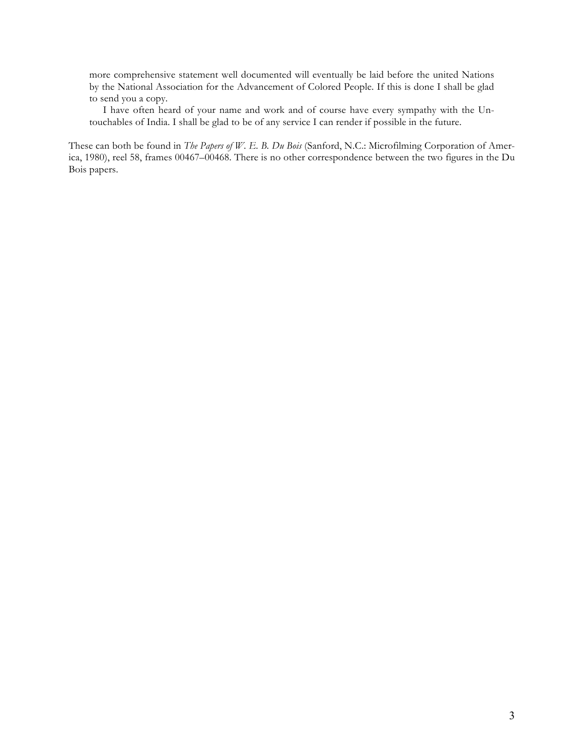more comprehensive statement well documented will eventually be laid before the united Nations by the National Association for the Advancement of Colored People. If this is done I shall be glad to send you a copy.

I have often heard of your name and work and of course have every sympathy with the Untouchables of India. I shall be glad to be of any service I can render if possible in the future.

These can both be found in *The Papers of W. E. B. Du Bois* (Sanford, N.C.: Microfilming Corporation of America, 1980), reel 58, frames 00467–00468. There is no other correspondence between the two figures in the Du Bois papers.